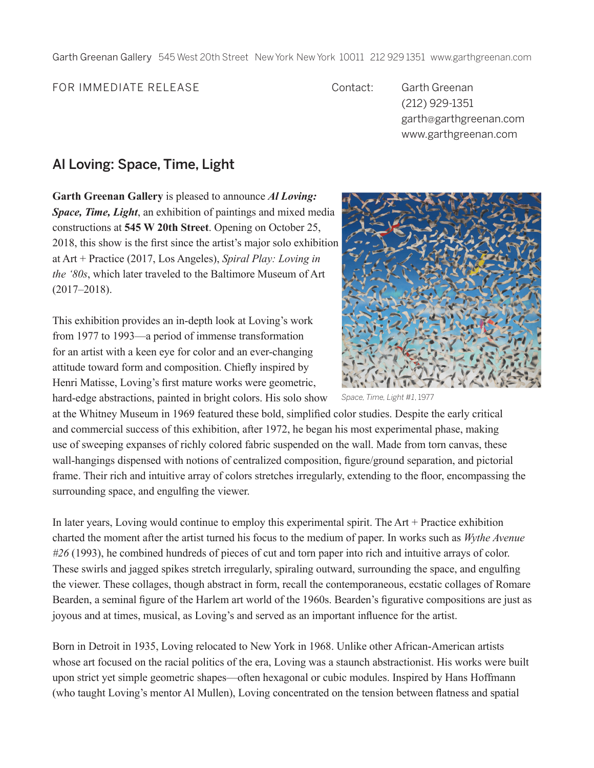Garth Greenan Gallery 545 West 20th Street New York New York 10011 212 929 1351 www.garthgreenan.com

FOR IMMEDIATE RELEASE

Contact: Garth Greenan
(212) 929-1351
garth@garthgreenan.com
www.garthgreenan.com

## Al Loving: Space, Time, Light

**Garth Greenan Gallery** is pleased to announce ***Al Loving: Space, Time, Light***, an exhibition of paintings and mixed media constructions at **545 W 20th Street**. Opening on October 25, 2018, this show is the first since the artist's major solo exhibition at Art + Practice (2017, Los Angeles), *Spiral Play: Loving in the '80s*, which later traveled to the Baltimore Museum of Art (2017–2018).

*Space, Time, Light #1*, 1977

This exhibition provides an in-depth look at Loving's work from 1977 to 1993—a period of immense transformation for an artist with a keen eye for color and an ever-changing attitude toward form and composition. Chiefly inspired by Henri Matisse, Loving's first mature works were geometric, hard-edge abstractions, painted in bright colors. His solo show at the Whitney Museum in 1969 featured these bold, simplified color studies. Despite the early critical and commercial success of this exhibition, after 1972, he began his most experimental phase, making use of sweeping expanses of richly colored fabric suspended on the wall. Made from torn canvas, these wall-hangings dispensed with notions of centralized composition, figure/ground separation, and pictorial frame. Their rich and intuitive array of colors stretches irregularly, extending to the floor, encompassing the surrounding space, and engulfing the viewer.

In later years, Loving would continue to employ this experimental spirit. The Art + Practice exhibition charted the moment after the artist turned his focus to the medium of paper. In works such as *Wythe Avenue #26* (1993), he combined hundreds of pieces of cut and torn paper into rich and intuitive arrays of color. These swirls and jagged spikes stretch irregularly, spiraling outward, surrounding the space, and engulfing the viewer. These collages, though abstract in form, recall the contemporaneous, ecstatic collages of Romare Bearden, a seminal figure of the Harlem art world of the 1960s. Bearden's figurative compositions are just as joyous and at times, musical, as Loving's and served as an important influence for the artist.

Born in Detroit in 1935, Loving relocated to New York in 1968. Unlike other African-American artists whose art focused on the racial politics of the era, Loving was a staunch abstractionist. His works were built upon strict yet simple geometric shapes—often hexagonal or cubic modules. Inspired by Hans Hoffmann (who taught Loving's mentor Al Mullen), Loving concentrated on the tension between flatness and spatial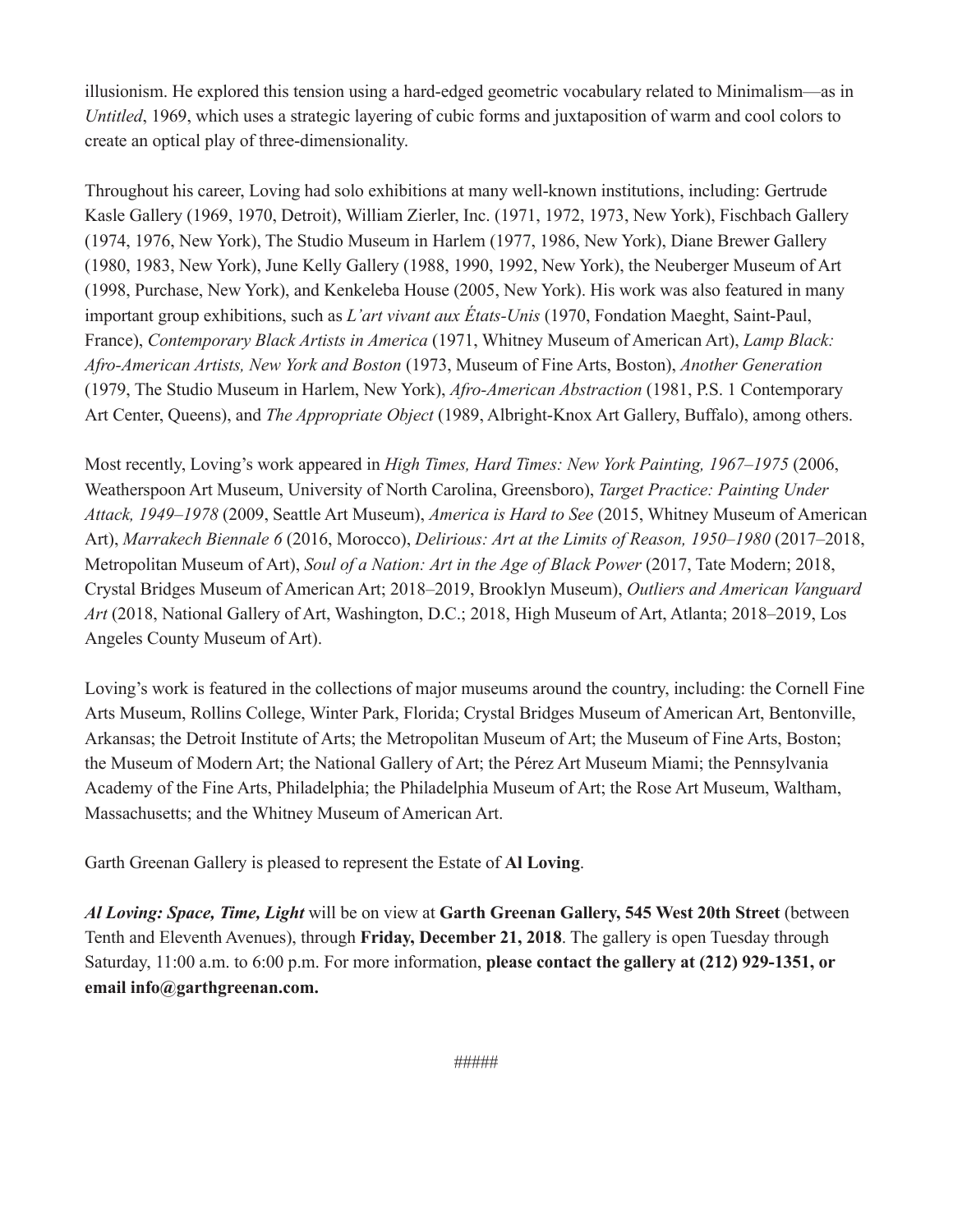illusionism. He explored this tension using a hard-edged geometric vocabulary related to Minimalism—as in *Untitled*, 1969, which uses a strategic layering of cubic forms and juxtaposition of warm and cool colors to create an optical play of three-dimensionality.

Throughout his career, Loving had solo exhibitions at many well-known institutions, including: Gertrude Kasle Gallery (1969, 1970, Detroit), William Zierler, Inc. (1971, 1972, 1973, New York), Fischbach Gallery (1974, 1976, New York), The Studio Museum in Harlem (1977, 1986, New York), Diane Brewer Gallery (1980, 1983, New York), June Kelly Gallery (1988, 1990, 1992, New York), the Neuberger Museum of Art (1998, Purchase, New York), and Kenkeleba House (2005, New York). His work was also featured in many important group exhibitions, such as *L'art vivant aux États-Unis* (1970, Fondation Maeght, Saint-Paul, France), *Contemporary Black Artists in America* (1971, Whitney Museum of American Art), *Lamp Black: Afro-American Artists, New York and Boston* (1973, Museum of Fine Arts, Boston), *Another Generation* (1979, The Studio Museum in Harlem, New York), *Afro-American Abstraction* (1981, P.S. 1 Contemporary Art Center, Queens), and *The Appropriate Object* (1989, Albright-Knox Art Gallery, Buffalo), among others.

Most recently, Loving's work appeared in *High Times, Hard Times: New York Painting, 1967–1975* (2006, Weatherspoon Art Museum, University of North Carolina, Greensboro), *Target Practice: Painting Under Attack, 1949–1978* (2009, Seattle Art Museum), *America is Hard to See* (2015, Whitney Museum of American Art), *Marrakech Biennale 6* (2016, Morocco), *Delirious: Art at the Limits of Reason, 1950–1980* (2017–2018, Metropolitan Museum of Art), *Soul of a Nation: Art in the Age of Black Power* (2017, Tate Modern; 2018, Crystal Bridges Museum of American Art; 2018–2019, Brooklyn Museum), *Outliers and American Vanguard Art* (2018, National Gallery of Art, Washington, D.C.; 2018, High Museum of Art, Atlanta; 2018–2019, Los Angeles County Museum of Art).

Loving's work is featured in the collections of major museums around the country, including: the Cornell Fine Arts Museum, Rollins College, Winter Park, Florida; Crystal Bridges Museum of American Art, Bentonville, Arkansas; the Detroit Institute of Arts; the Metropolitan Museum of Art; the Museum of Fine Arts, Boston; the Museum of Modern Art; the National Gallery of Art; the Pérez Art Museum Miami; the Pennsylvania Academy of the Fine Arts, Philadelphia; the Philadelphia Museum of Art; the Rose Art Museum, Waltham, Massachusetts; and the Whitney Museum of American Art.

Garth Greenan Gallery is pleased to represent the Estate of **Al Loving**.

***Al Loving: Space, Time, Light*** will be on view at **Garth Greenan Gallery, 545 West 20th Street** (between Tenth and Eleventh Avenues), through **Friday, December 21, 2018**. The gallery is open Tuesday through Saturday, 11:00 a.m. to 6:00 p.m. For more information, **please contact the gallery at (212) 929-1351, or email info@garthgreenan.com.**

#####